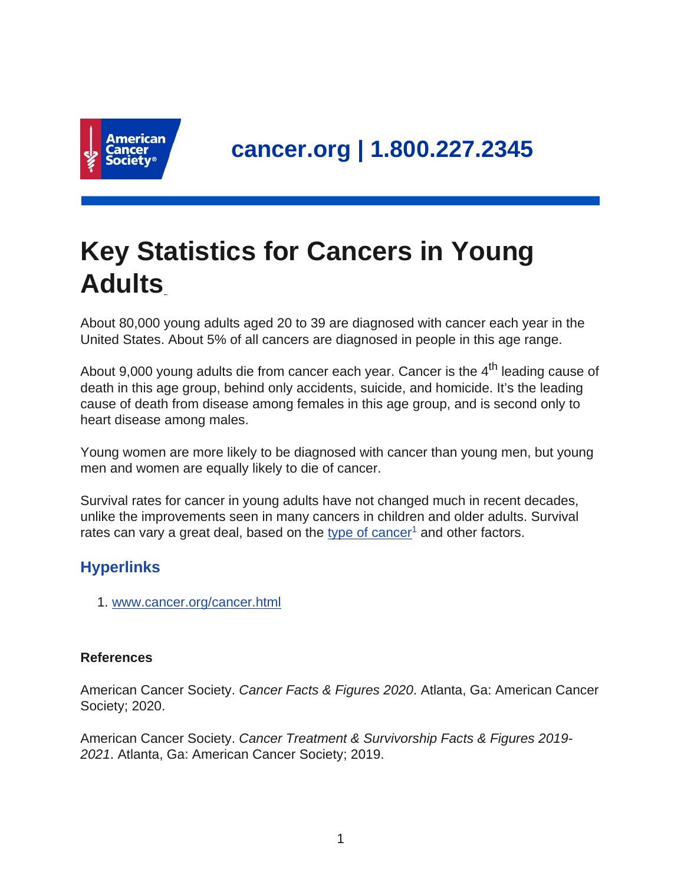cancer.org | 1.800.227.2345

# Key Statistics for Cancers in Young Adults

About 80,000 young adults aged 20 to 39 are diagnosed with cancer each year in the United States. About 5% of all cancers are diagnosed in people in this age range.

About 9,000 young adults die from cancer each year. Cancer is the 4th leading cause of death in this age group, behind only accidents, suicide, and homicide. It's the leading cause of death from disease among females in this age group, and is second only to heart disease among males.

Young women are more likely to be diagnosed with cancer than young men, but young men and women are equally likely to die of cancer.

Survival rates for cancer in young adults have not changed much in recent decades, unlike the improvements seen in many cancers in children and older adults. Survival rates can vary a great deal, based on the type of cancer[1] and other factors.

## Hyperlinks

1. www.cancer.org/cancer.html

**References**

American Cancer Society. *Cancer Facts & Figures 2020*. Atlanta, Ga: American Cancer Society; 2020.

American Cancer Society. *Cancer Treatment & Survivorship Facts & Figures 2019-2021*. Atlanta, Ga: American Cancer Society; 2019.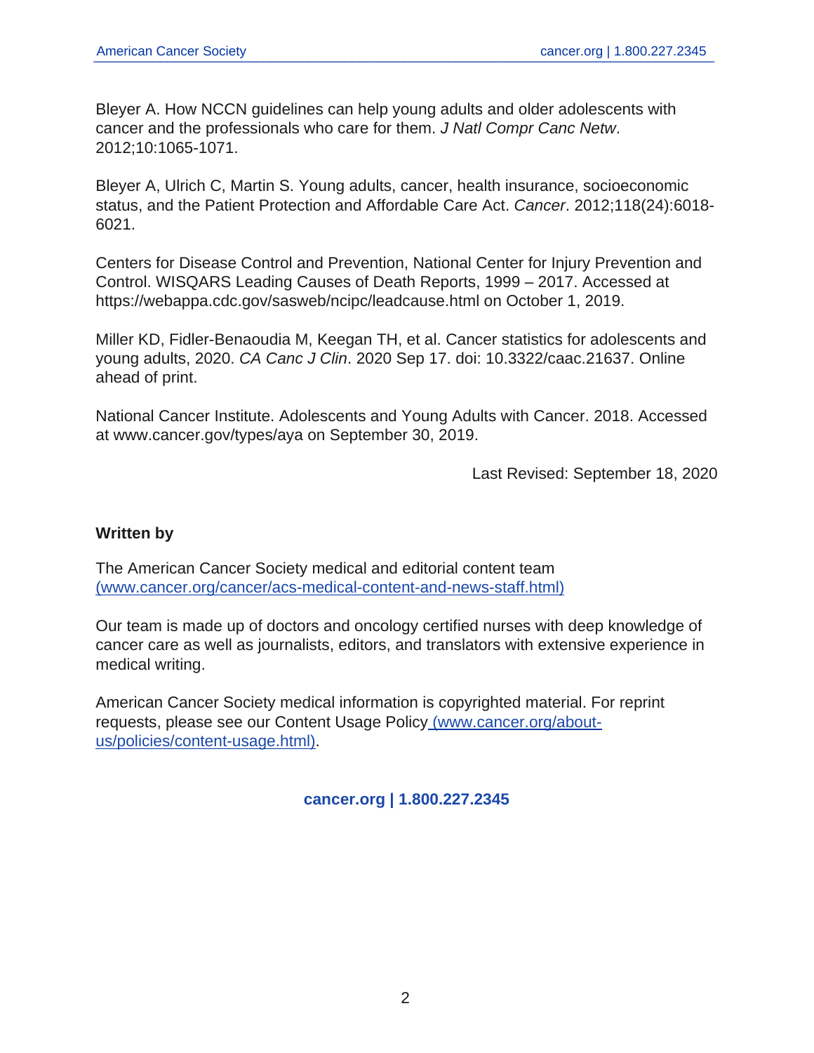Bleyer A. How NCCN guidelines can help young adults and older adolescents with cancer and the professionals who care for them. *J Natl Compr Canc Netw*. 2012;10:1065-1071.

Bleyer A, Ulrich C, Martin S. Young adults, cancer, health insurance, socioeconomic status, and the Patient Protection and Affordable Care Act. *Cancer*. 2012;118(24):6018-6021.

Centers for Disease Control and Prevention, National Center for Injury Prevention and Control. WISQARS Leading Causes of Death Reports, 1999 – 2017. Accessed at https://webappa.cdc.gov/sasweb/ncipc/leadcause.html on October 1, 2019.

Miller KD, Fidler-Benaoudia M, Keegan TH, et al. Cancer statistics for adolescents and young adults, 2020. *CA Canc J Clin*. 2020 Sep 17. doi: 10.3322/caac.21637. Online ahead of print.

National Cancer Institute. Adolescents and Young Adults with Cancer. 2018. Accessed at www.cancer.gov/types/aya on September 30, 2019.

Last Revised: September 18, 2020

**Written by**

The American Cancer Society medical and editorial content team (www.cancer.org/cancer/acs-medical-content-and-news-staff.html)

Our team is made up of doctors and oncology certified nurses with deep knowledge of cancer care as well as journalists, editors, and translators with extensive experience in medical writing.

American Cancer Society medical information is copyrighted material. For reprint requests, please see our Content Usage Policy (www.cancer.org/about-us/policies/content-usage.html).

**cancer.org | 1.800.227.2345**